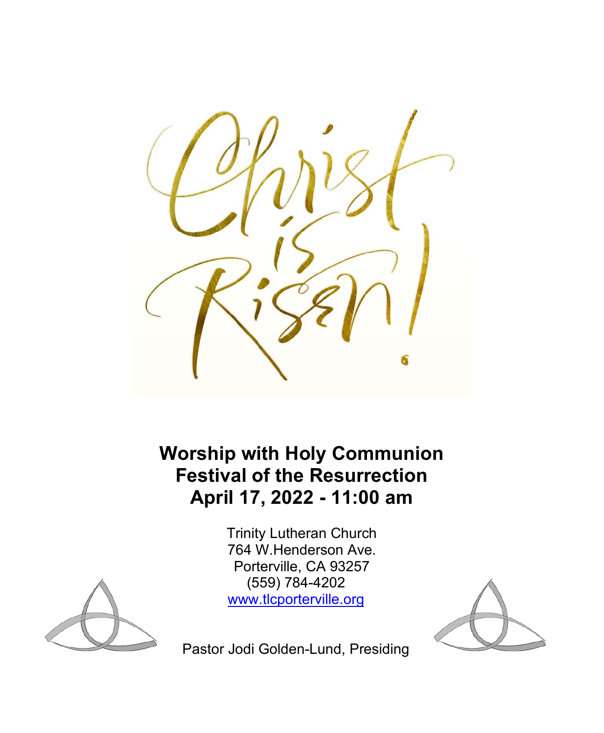Christ is Risen!

# Worship with Holy Communion
# Festival of the Resurrection
# April 17, 2022 - 11:00 am

Trinity Lutheran Church
764 W.Henderson Ave.
Porterville, CA 93257
(559) 784-4202
www.tlcporterville.org

Pastor Jodi Golden-Lund, Presiding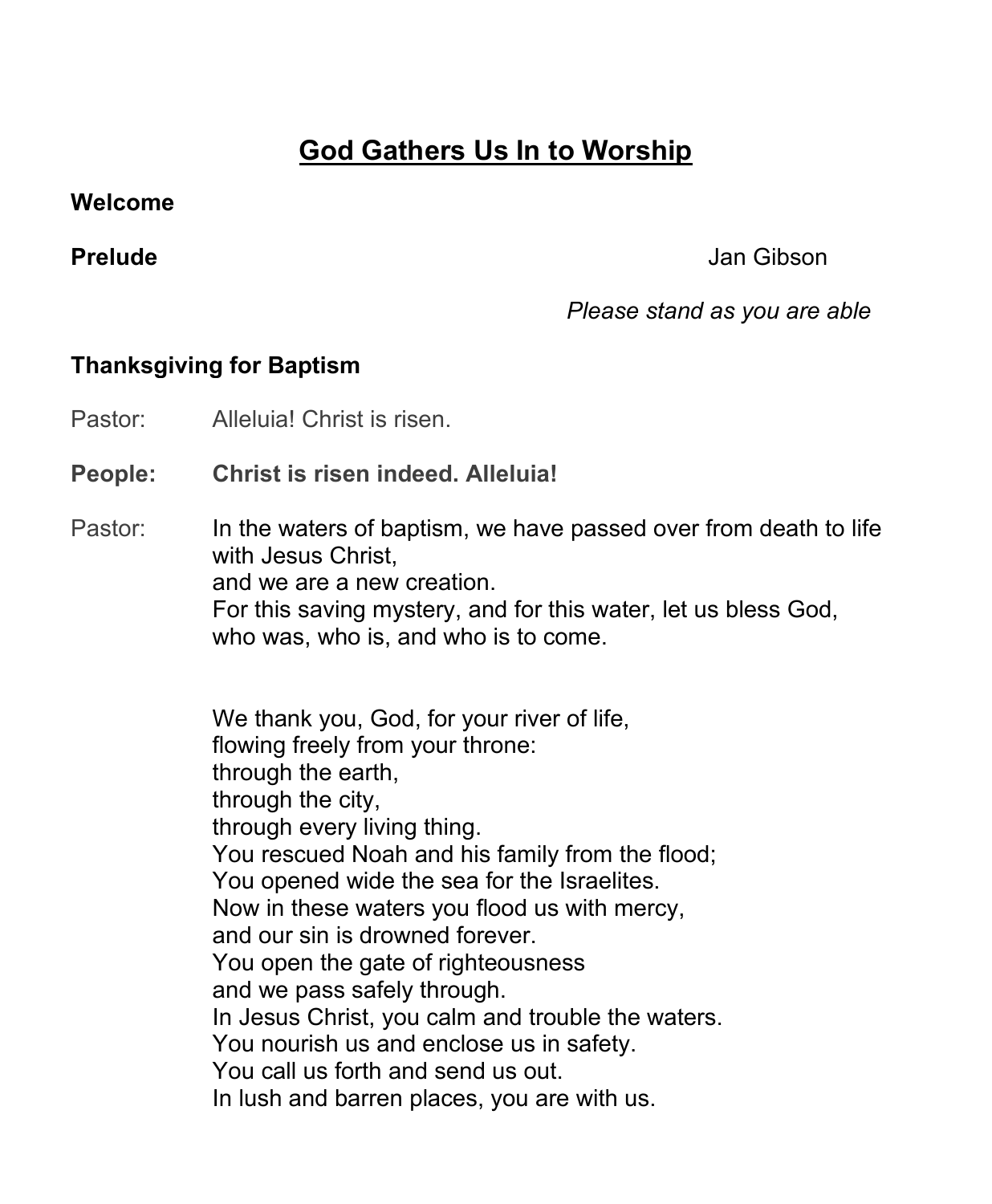# <u>God Gathers Us In to Worship</u>

**Welcome**

**Prelude** Jan Gibson

*Please stand as you are able*

**Thanksgiving for Baptism**

Pastor: Alleluia! Christ is risen.

**People: Christ is risen indeed. Alleluia!**

Pastor: In the waters of baptism, we have passed over from death to life with Jesus Christ,
and we are a new creation.
For this saving mystery, and for this water, let us bless God,
who was, who is, and who is to come.

We thank you, God, for your river of life,
flowing freely from your throne:
through the earth,
through the city,
through every living thing.
You rescued Noah and his family from the flood;
You opened wide the sea for the Israelites.
Now in these waters you flood us with mercy,
and our sin is drowned forever.
You open the gate of righteousness
and we pass safely through.
In Jesus Christ, you calm and trouble the waters.
You nourish us and enclose us in safety.
You call us forth and send us out.
In lush and barren places, you are with us.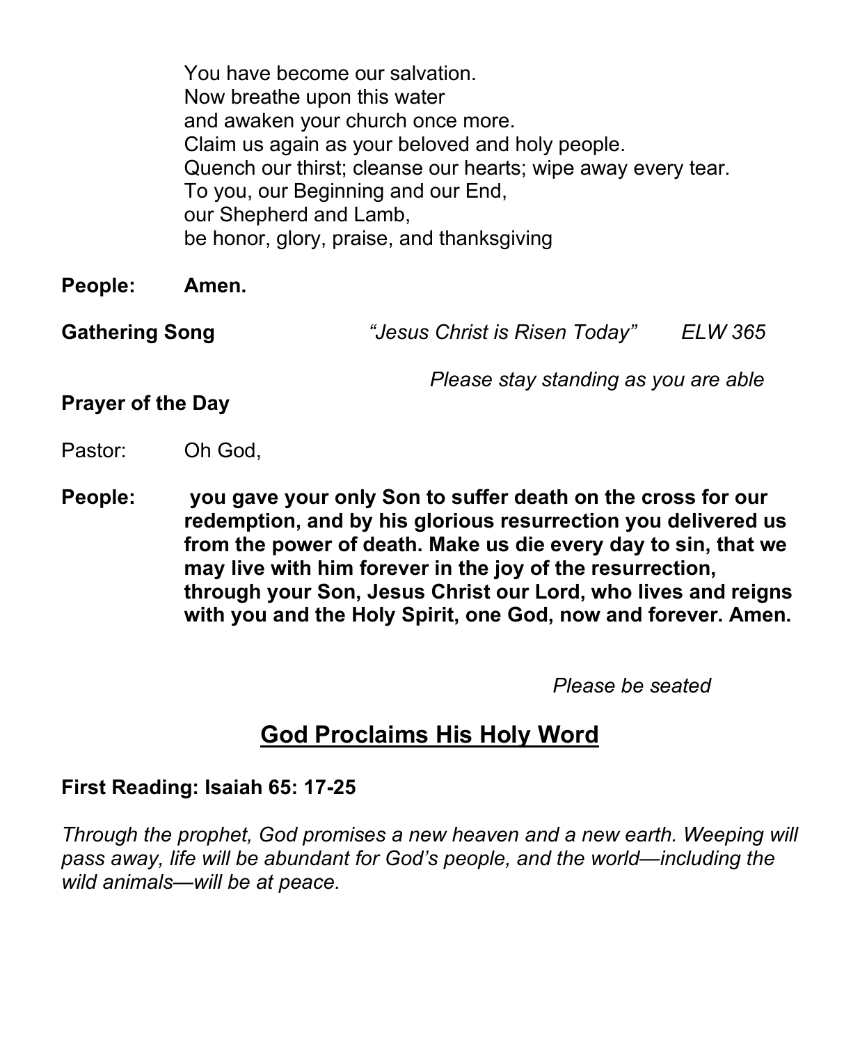You have become our salvation.
Now breathe upon this water
and awaken your church once more.
Claim us again as your beloved and holy people.
Quench our thirst; cleanse our hearts; wipe away every tear.
To you, our Beginning and our End,
our Shepherd and Lamb,
be honor, glory, praise, and thanksgiving

**People:** **Amen.**

**Gathering Song** *"Jesus Christ is Risen Today"* *ELW 365*

*Please stay standing as you are able*

**Prayer of the Day**

Pastor: Oh God,

**People:** **you gave your only Son to suffer death on the cross for our redemption, and by his glorious resurrection you delivered us from the power of death. Make us die every day to sin, that we may live with him forever in the joy of the resurrection, through your Son, Jesus Christ our Lord, who lives and reigns with you and the Holy Spirit, one God, now and forever. Amen.**

*Please be seated*

## God Proclaims His Holy Word

**First Reading: Isaiah 65: 17-25**

*Through the prophet, God promises a new heaven and a new earth. Weeping will pass away, life will be abundant for God's people, and the world—including the wild animals—will be at peace.*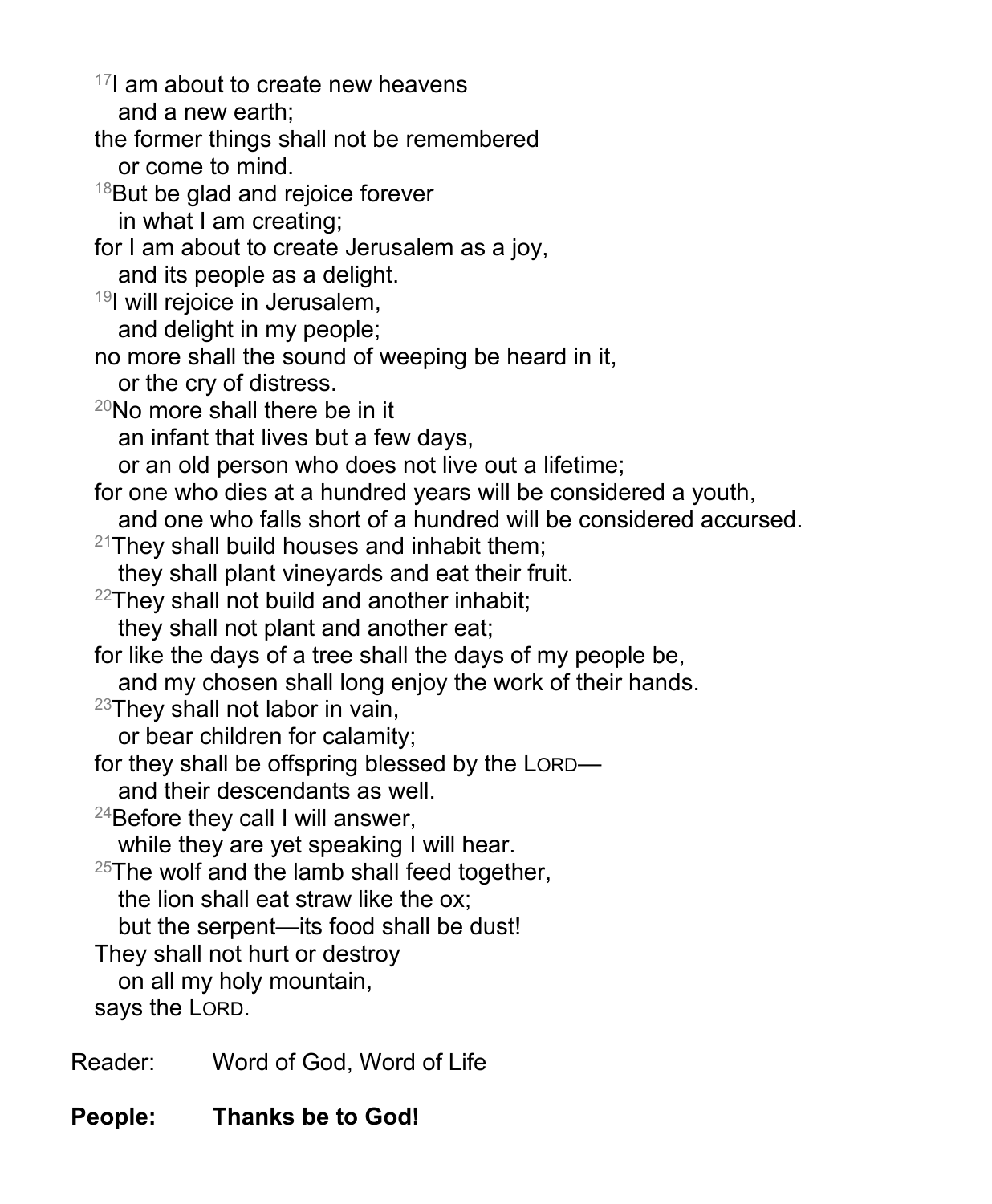[17]I am about to create new heavens
 and a new earth;
the former things shall not be remembered
 or come to mind.
[18]But be glad and rejoice forever
 in what I am creating;
for I am about to create Jerusalem as a joy,
 and its people as a delight.
[19]I will rejoice in Jerusalem,
 and delight in my people;
no more shall the sound of weeping be heard in it,
 or the cry of distress.
[20]No more shall there be in it
 an infant that lives but a few days,
 or an old person who does not live out a lifetime;
for one who dies at a hundred years will be considered a youth,
 and one who falls short of a hundred will be considered accursed.
[21]They shall build houses and inhabit them;
 they shall plant vineyards and eat their fruit.
[22]They shall not build and another inhabit;
 they shall not plant and another eat;
for like the days of a tree shall the days of my people be,
 and my chosen shall long enjoy the work of their hands.
[23]They shall not labor in vain,
 or bear children for calamity;
for they shall be offspring blessed by the LORD—
 and their descendants as well.
[24]Before they call I will answer,
 while they are yet speaking I will hear.
[25]The wolf and the lamb shall feed together,
 the lion shall eat straw like the ox;
 but the serpent—its food shall be dust!
They shall not hurt or destroy
 on all my holy mountain,
says the LORD.

Reader: Word of God, Word of Life

**People: Thanks be to God!**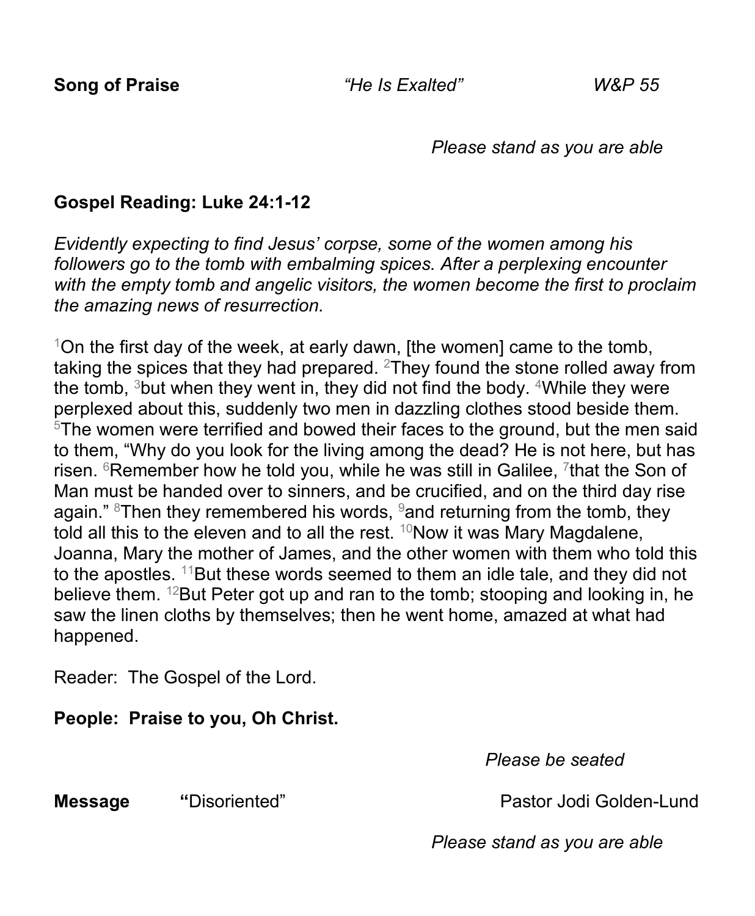**Song of Praise** *"He Is Exalted"* *W&P 55*

*Please stand as you are able*

**Gospel Reading: Luke 24:1-12**

*Evidently expecting to find Jesus' corpse, some of the women among his followers go to the tomb with embalming spices. After a perplexing encounter with the empty tomb and angelic visitors, the women become the first to proclaim the amazing news of resurrection.*

[1]On the first day of the week, at early dawn, [the women] came to the tomb, taking the spices that they had prepared. [2]They found the stone rolled away from the tomb, [3]but when they went in, they did not find the body. [4]While they were perplexed about this, suddenly two men in dazzling clothes stood beside them. [5]The women were terrified and bowed their faces to the ground, but the men said to them, "Why do you look for the living among the dead? He is not here, but has risen. [6]Remember how he told you, while he was still in Galilee, [7]that the Son of Man must be handed over to sinners, and be crucified, and on the third day rise again." [8]Then they remembered his words, [9]and returning from the tomb, they told all this to the eleven and to all the rest. [10]Now it was Mary Magdalene, Joanna, Mary the mother of James, and the other women with them who told this to the apostles. [11]But these words seemed to them an idle tale, and they did not believe them. [12]But Peter got up and ran to the tomb; stooping and looking in, he saw the linen cloths by themselves; then he went home, amazed at what had happened.

Reader: The Gospel of the Lord.

**People: Praise to you, Oh Christ.**

*Please be seated*

**Message** **"**Disoriented" Pastor Jodi Golden-Lund

*Please stand as you are able*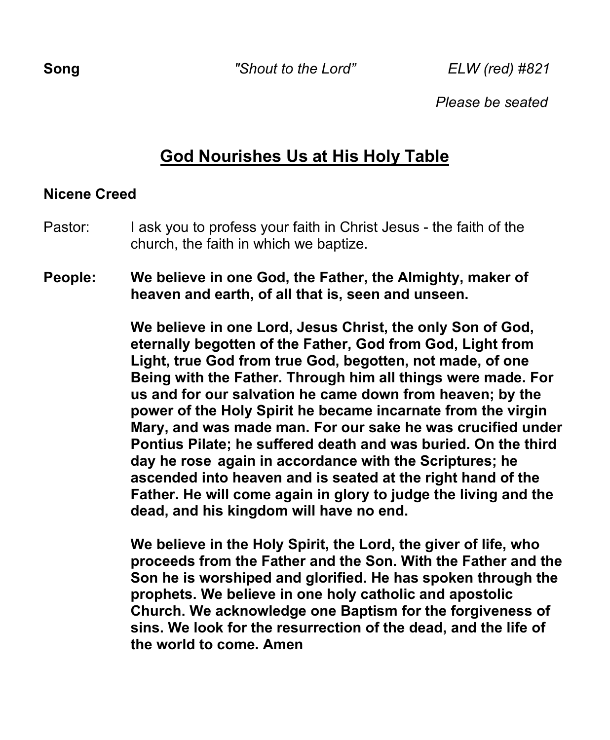**Song** *"Shout to the Lord"* *ELW (red) #821*

*Please be seated*

## God Nourishes Us at His Holy Table

**Nicene Creed**

Pastor: I ask you to profess your faith in Christ Jesus - the faith of the church, the faith in which we baptize.

**People: We believe in one God, the Father, the Almighty, maker of heaven and earth, of all that is, seen and unseen.**

**We believe in one Lord, Jesus Christ, the only Son of God, eternally begotten of the Father, God from God, Light from Light, true God from true God, begotten, not made, of one Being with the Father. Through him all things were made. For us and for our salvation he came down from heaven; by the power of the Holy Spirit he became incarnate from the virgin Mary, and was made man. For our sake he was crucified under Pontius Pilate; he suffered death and was buried. On the third day he rose again in accordance with the Scriptures; he ascended into heaven and is seated at the right hand of the Father. He will come again in glory to judge the living and the dead, and his kingdom will have no end.**

**We believe in the Holy Spirit, the Lord, the giver of life, who proceeds from the Father and the Son. With the Father and the Son he is worshiped and glorified. He has spoken through the prophets. We believe in one holy catholic and apostolic Church. We acknowledge one Baptism for the forgiveness of sins. We look for the resurrection of the dead, and the life of the world to come. Amen**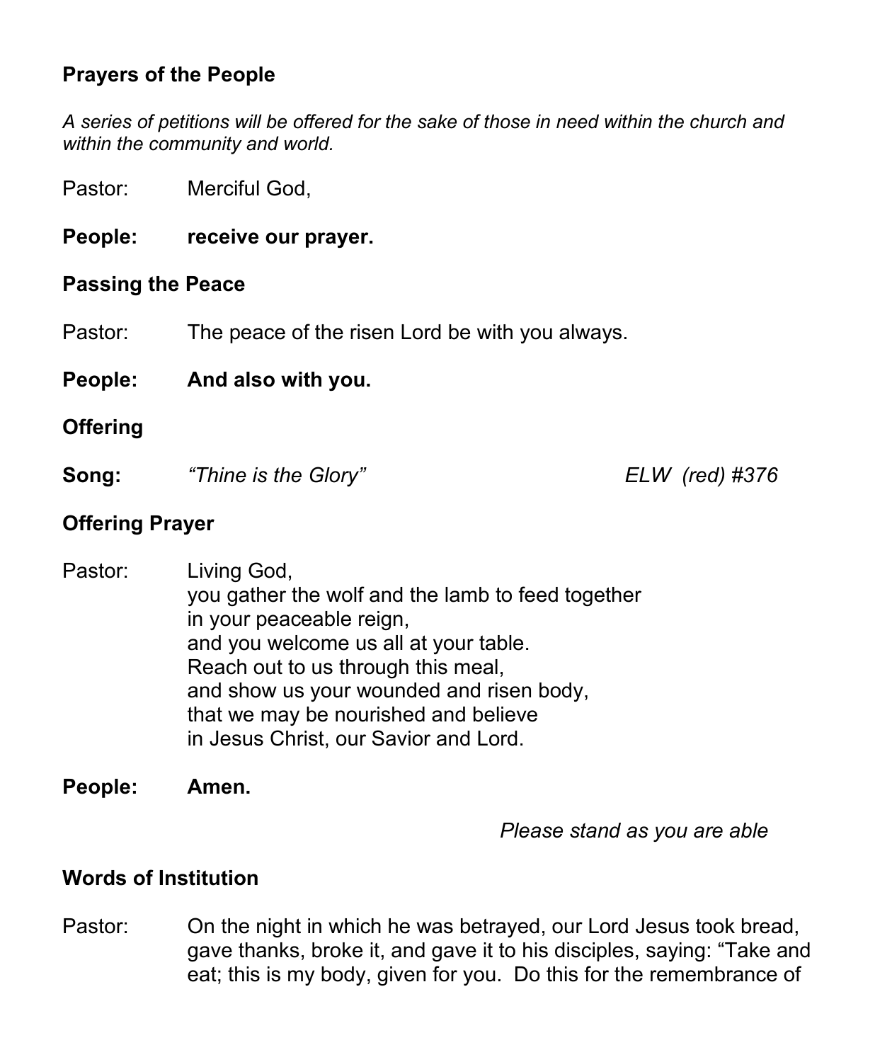### Prayers of the People

*A series of petitions will be offered for the sake of those in need within the church and within the community and world.*

Pastor: Merciful God,

**People: receive our prayer.**

### Passing the Peace

Pastor: The peace of the risen Lord be with you always.

**People: And also with you.**

### Offering

**Song:** *"Thine is the Glory"* *ELW (red) #376*

### Offering Prayer

Pastor: Living God,
you gather the wolf and the lamb to feed together
in your peaceable reign,
and you welcome us all at your table.
Reach out to us through this meal,
and show us your wounded and risen body,
that we may be nourished and believe
in Jesus Christ, our Savior and Lord.

**People: Amen.**

*Please stand as you are able*

### Words of Institution

Pastor: On the night in which he was betrayed, our Lord Jesus took bread, gave thanks, broke it, and gave it to his disciples, saying: "Take and eat; this is my body, given for you. Do this for the remembrance of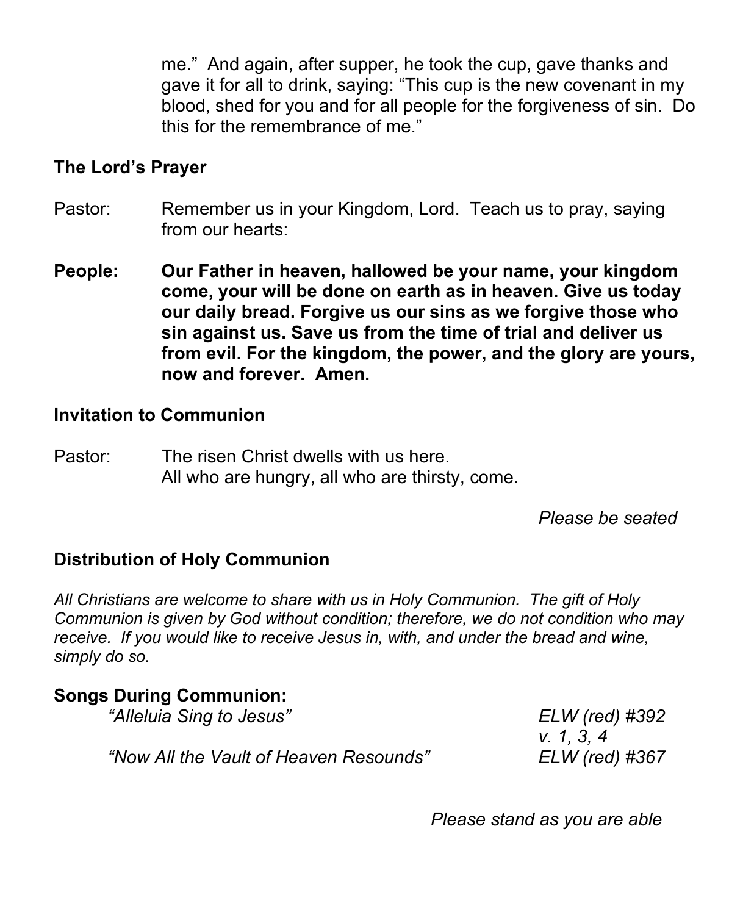me." And again, after supper, he took the cup, gave thanks and gave it for all to drink, saying: "This cup is the new covenant in my blood, shed for you and for all people for the forgiveness of sin. Do this for the remembrance of me."

**The Lord's Prayer**

Pastor: Remember us in your Kingdom, Lord. Teach us to pray, saying from our hearts:

**People: Our Father in heaven, hallowed be your name, your kingdom come, your will be done on earth as in heaven. Give us today our daily bread. Forgive us our sins as we forgive those who sin against us. Save us from the time of trial and deliver us from evil. For the kingdom, the power, and the glory are yours, now and forever. Amen.**

**Invitation to Communion**

Pastor: The risen Christ dwells with us here.
All who are hungry, all who are thirsty, come.

*Please be seated*

**Distribution of Holy Communion**

*All Christians are welcome to share with us in Holy Communion. The gift of Holy Communion is given by God without condition; therefore, we do not condition who may receive. If you would like to receive Jesus in, with, and under the bread and wine, simply do so.*

**Songs During Communion:**

*"Alleluia Sing to Jesus"* — *ELW (red) #392 v. 1, 3, 4*

*"Now All the Vault of Heaven Resounds"* — *ELW (red) #367*

*Please stand as you are able*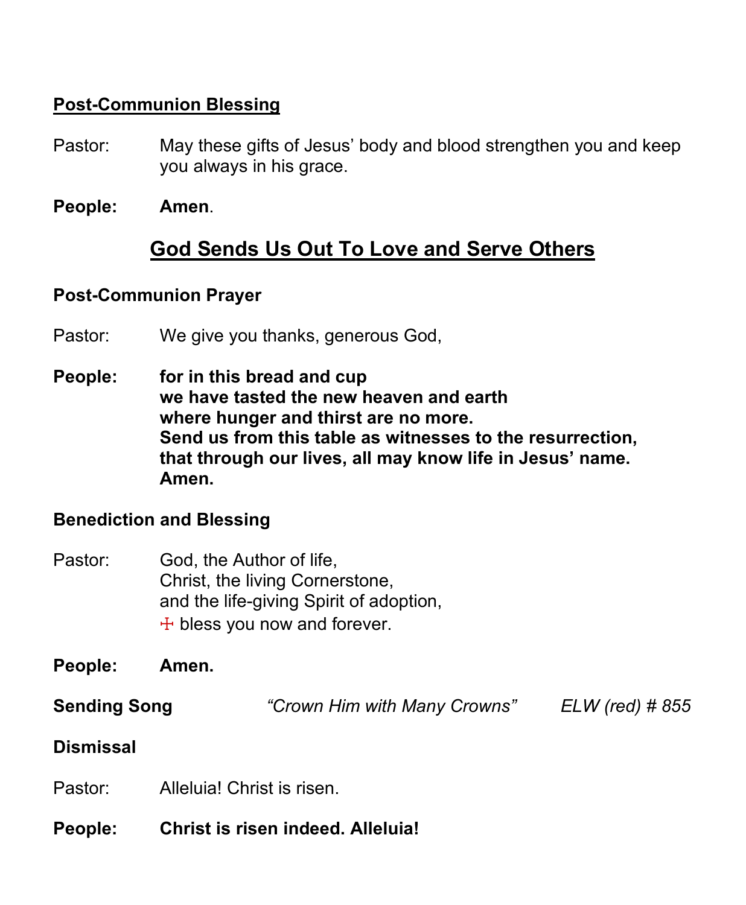**Post-Communion Blessing**

Pastor: May these gifts of Jesus' body and blood strengthen you and keep you always in his grace.

**People: Amen.**

## God Sends Us Out To Love and Serve Others

**Post-Communion Prayer**

Pastor: We give you thanks, generous God,

**People: for in this bread and cup**
**we have tasted the new heaven and earth**
**where hunger and thirst are no more.**
**Send us from this table as witnesses to the resurrection,**
**that through our lives, all may know life in Jesus' name.**
**Amen.**

**Benediction and Blessing**

Pastor: God, the Author of life,
Christ, the living Cornerstone,
and the life-giving Spirit of adoption,
☩ bless you now and forever.

**People: Amen.**

**Sending Song** *"Crown Him with Many Crowns"* *ELW (red) # 855*

**Dismissal**

Pastor: Alleluia! Christ is risen.

**People: Christ is risen indeed. Alleluia!**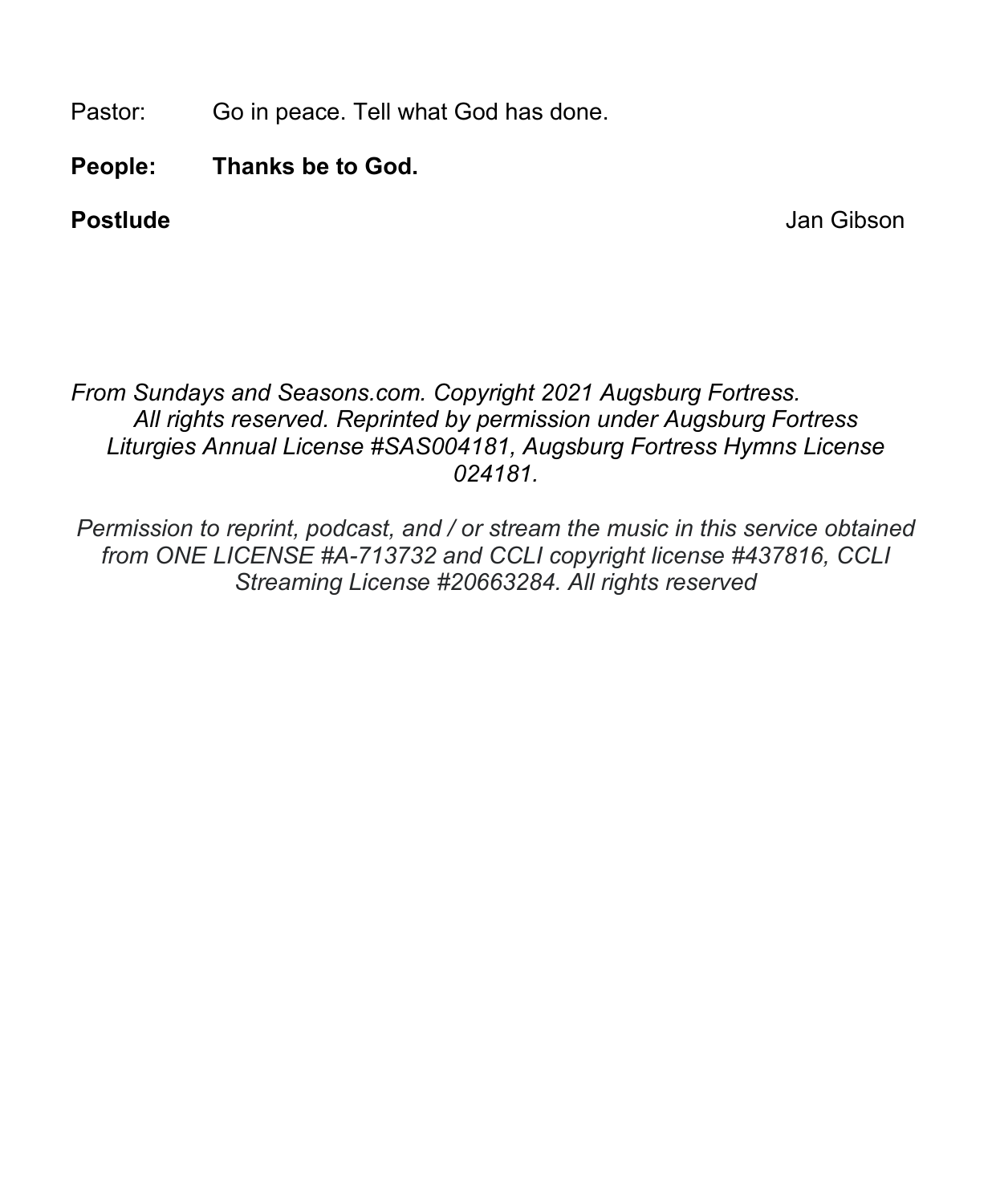Pastor: Go in peace. Tell what God has done.

**People: Thanks be to God.**

**Postlude** Jan Gibson

*From Sundays and Seasons.com. Copyright 2021 Augsburg Fortress. All rights reserved. Reprinted by permission under Augsburg Fortress Liturgies Annual License #SAS004181, Augsburg Fortress Hymns License 024181.*

*Permission to reprint, podcast, and / or stream the music in this service obtained from ONE LICENSE #A-713732 and CCLI copyright license #437816, CCLI Streaming License #20663284. All rights reserved*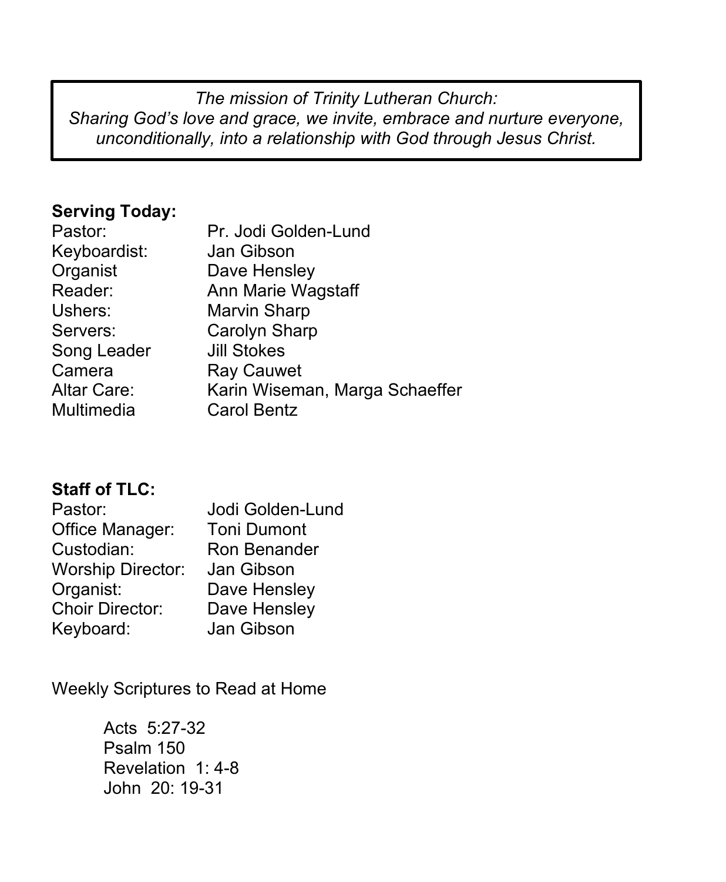*The mission of Trinity Lutheran Church:*
*Sharing God's love and grace, we invite, embrace and nurture everyone, unconditionally, into a relationship with God through Jesus Christ.*

**Serving Today:**

| | |
|---|---|
| Pastor: | Pr. Jodi Golden-Lund |
| Keyboardist: | Jan Gibson |
| Organist | Dave Hensley |
| Reader: | Ann Marie Wagstaff |
| Ushers: | Marvin Sharp |
| Servers: | Carolyn Sharp |
| Song Leader | Jill Stokes |
| Camera | Ray Cauwet |
| Altar Care: | Karin Wiseman, Marga Schaeffer |
| Multimedia | Carol Bentz |

**Staff of TLC:**

| | |
|---|---|
| Pastor: | Jodi Golden-Lund |
| Office Manager: | Toni Dumont |
| Custodian: | Ron Benander |
| Worship Director: | Jan Gibson |
| Organist: | Dave Hensley |
| Choir Director: | Dave Hensley |
| Keyboard: | Jan Gibson |

Weekly Scriptures to Read at Home

- Acts 5:27-32
- Psalm 150
- Revelation 1: 4-8
- John 20: 19-31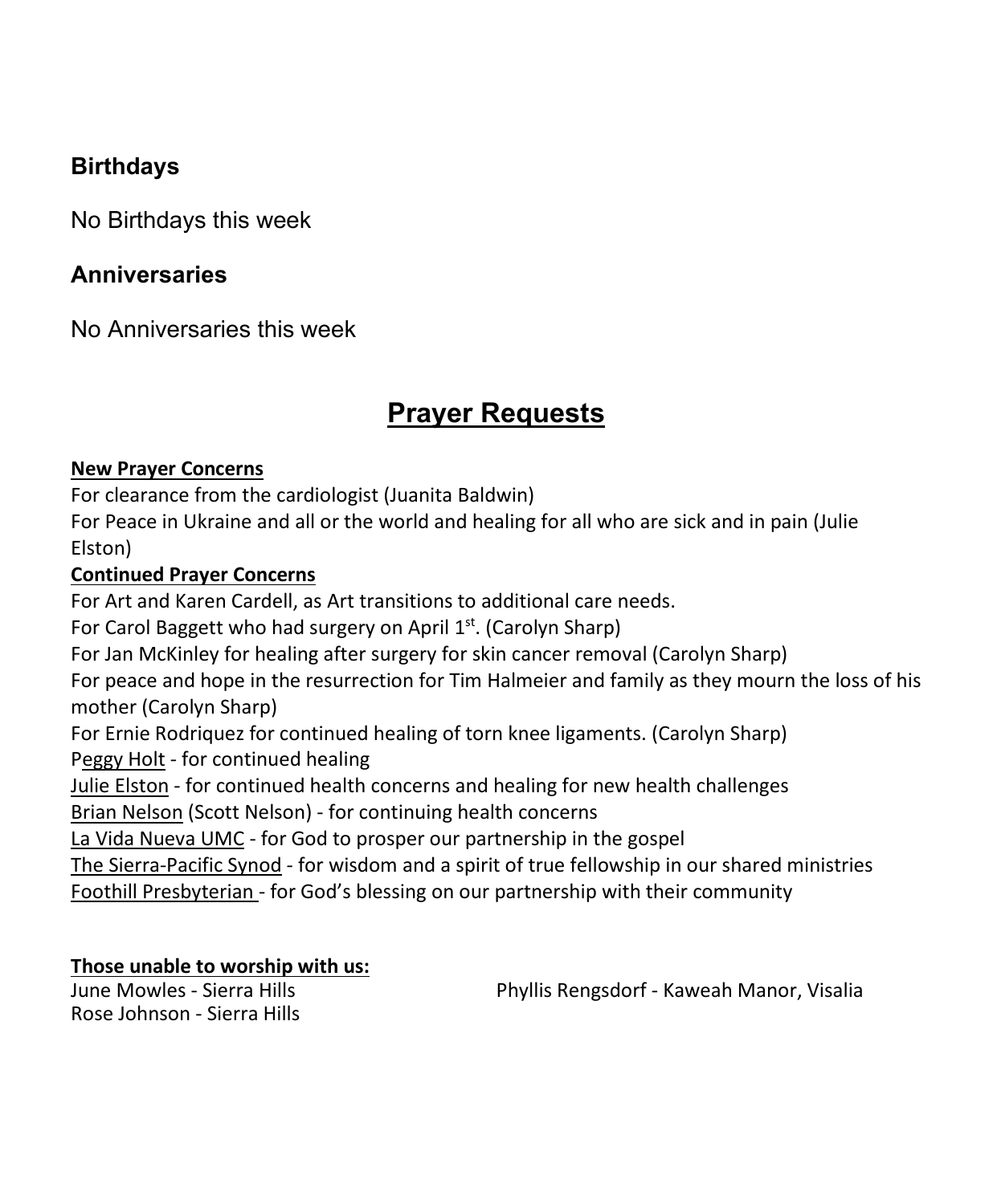## Birthdays

No Birthdays this week

## Anniversaries

No Anniversaries this week

# Prayer Requests

**New Prayer Concerns**

For clearance from the cardiologist (Juanita Baldwin)

For Peace in Ukraine and all or the world and healing for all who are sick and in pain (Julie Elston)

**Continued Prayer Concerns**

For Art and Karen Cardell, as Art transitions to additional care needs.

For Carol Baggett who had surgery on April 1st. (Carolyn Sharp)

For Jan McKinley for healing after surgery for skin cancer removal (Carolyn Sharp)

For peace and hope in the resurrection for Tim Halmeier and family as they mourn the loss of his mother (Carolyn Sharp)

For Ernie Rodriquez for continued healing of torn knee ligaments. (Carolyn Sharp)

Peggy Holt - for continued healing

Julie Elston - for continued health concerns and healing for new health challenges

Brian Nelson (Scott Nelson) - for continuing health concerns

La Vida Nueva UMC - for God to prosper our partnership in the gospel

The Sierra-Pacific Synod - for wisdom and a spirit of true fellowship in our shared ministries

Foothill Presbyterian - for God's blessing on our partnership with their community

**Those unable to worship with us:**

June Mowles - Sierra Hills

Rose Johnson - Sierra Hills

Phyllis Rengsdorf - Kaweah Manor, Visalia